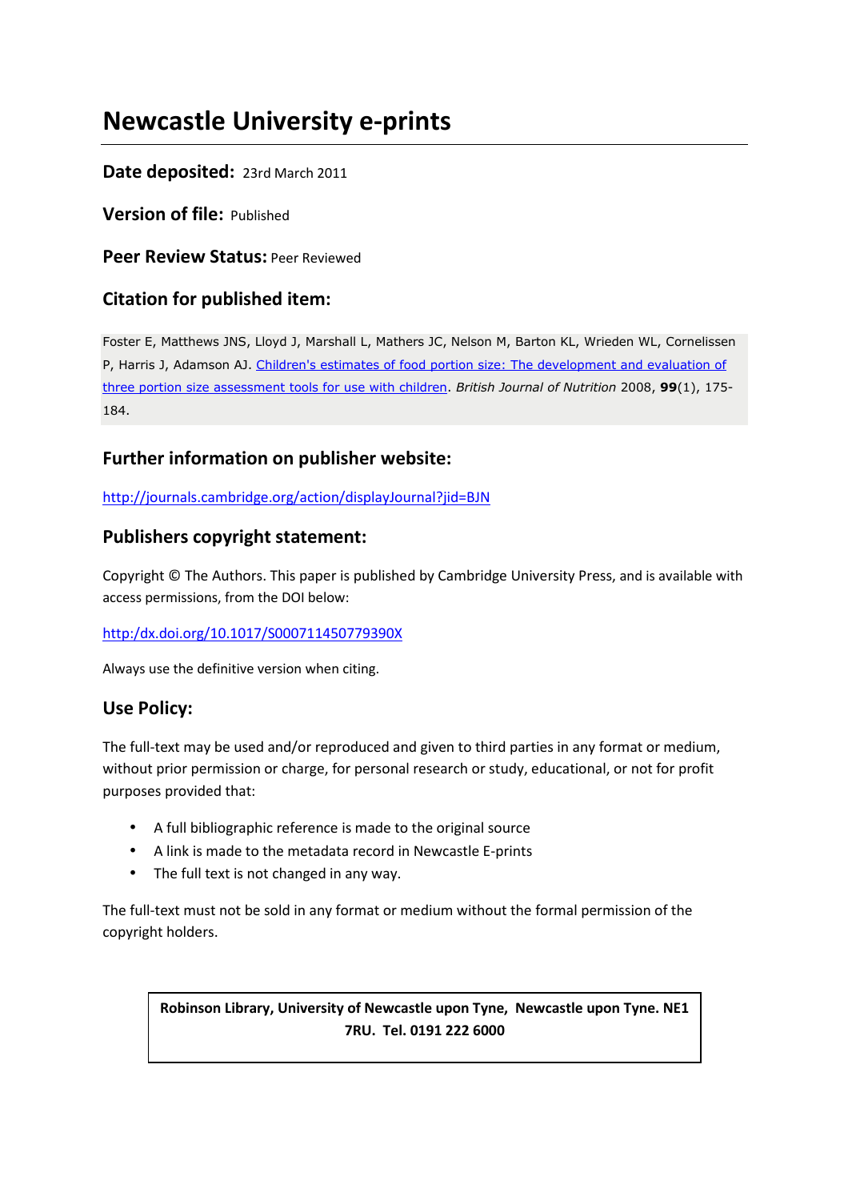# Newcastle University e-prints

**Date deposited:** 23rd March 2011

**Version of file:** Published

**Peer Review Status:** Peer Reviewed

## Citation for published item:

Foster E, Matthews JNS, Lloyd J, Marshall L, Mathers JC, Nelson M, Barton KL, Wrieden WL, Cornelissen P, Harris J, Adamson AJ. Children's estimates of food portion size: The development and evaluation of three portion size assessment tools for use with children. *British Journal of Nutrition* 2008, **99**(1), 175-184.

## Further information on publisher website:

http://journals.cambridge.org/action/displayJournal?jid=BJN

## Publishers copyright statement:

Copyright © The Authors. This paper is published by Cambridge University Press, and is available with access permissions, from the DOI below:

http:/dx.doi.org/10.1017/S000711450779390X

Always use the definitive version when citing.

## Use Policy:

The full-text may be used and/or reproduced and given to third parties in any format or medium, without prior permission or charge, for personal research or study, educational, or not for profit purposes provided that:

- A full bibliographic reference is made to the original source
- A link is made to the metadata record in Newcastle E-prints
- The full text is not changed in any way.

The full-text must not be sold in any format or medium without the formal permission of the copyright holders.

**Robinson Library, University of Newcastle upon Tyne, Newcastle upon Tyne. NE1 7RU. Tel. 0191 222 6000**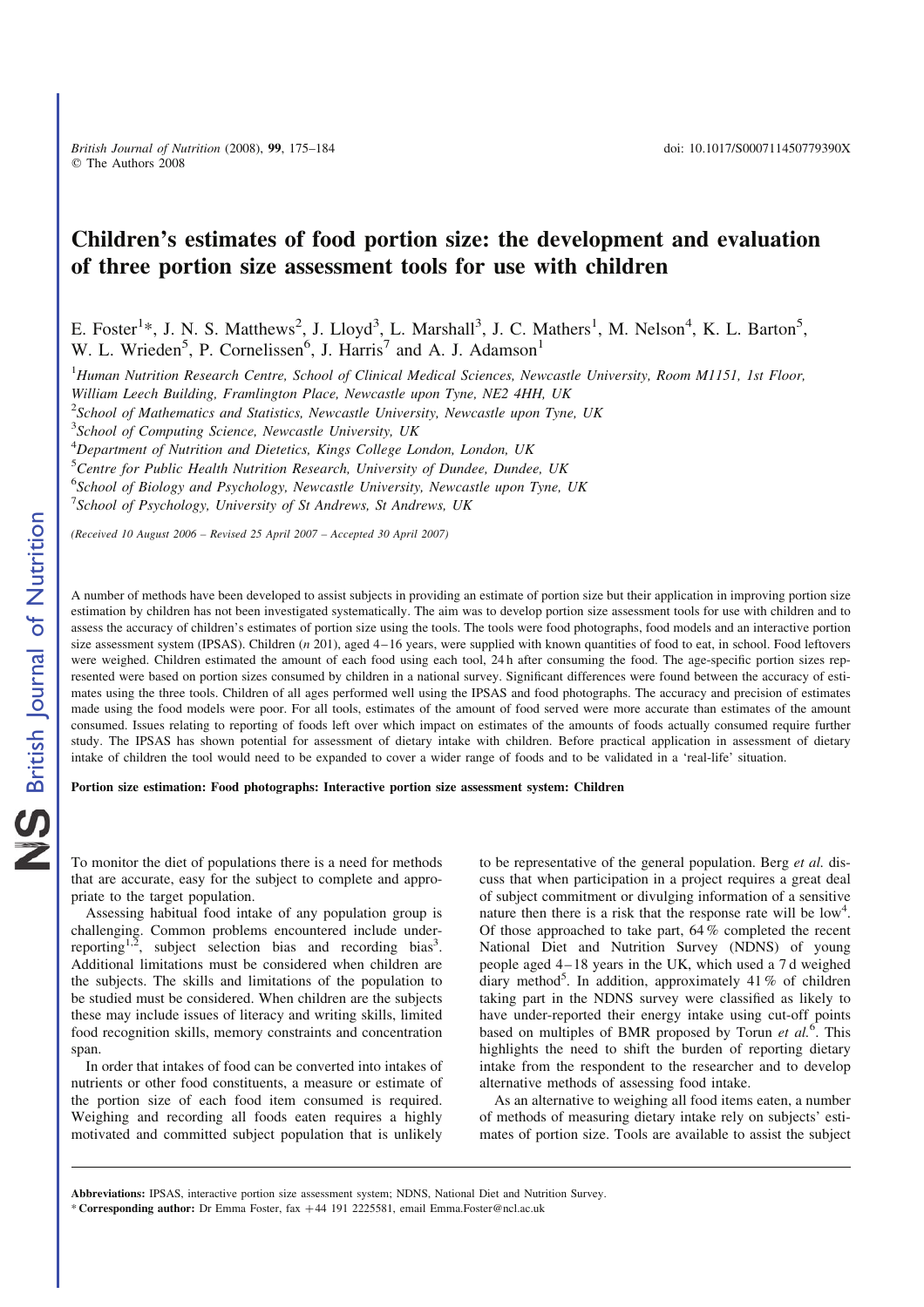# Children's estimates of food portion size: the development and evaluation of three portion size assessment tools for use with children

E. Foster[1]*, J. N. S. Matthews[2], J. Lloyd[3], L. Marshall[3], J. C. Mathers[1], M. Nelson[4], K. L. Barton[5], W. L. Wrieden[5], P. Cornelissen[6], J. Harris[7] and A. J. Adamson[1]

[1]*Human Nutrition Research Centre, School of Clinical Medical Sciences, Newcastle University, Room M1151, 1st Floor, William Leech Building, Framlington Place, Newcastle upon Tyne, NE2 4HH, UK*

[2]*School of Mathematics and Statistics, Newcastle University, Newcastle upon Tyne, UK*

[3]*School of Computing Science, Newcastle University, UK*

[4]*Department of Nutrition and Dietetics, Kings College London, London, UK*

[5]*Centre for Public Health Nutrition Research, University of Dundee, Dundee, UK*

[6]*School of Biology and Psychology, Newcastle University, Newcastle upon Tyne, UK*

[7]*School of Psychology, University of St Andrews, St Andrews, UK*

*(Received 10 August 2006 – Revised 25 April 2007 – Accepted 30 April 2007)*

A number of methods have been developed to assist subjects in providing an estimate of portion size but their application in improving portion size estimation by children has not been investigated systematically. The aim was to develop portion size assessment tools for use with children and to assess the accuracy of children's estimates of portion size using the tools. The tools were food photographs, food models and an interactive portion size assessment system (IPSAS). Children (*n* 201), aged 4–16 years, were supplied with known quantities of food to eat, in school. Food leftovers were weighed. Children estimated the amount of each food using each tool, 24 h after consuming the food. The age-specific portion sizes represented were based on portion sizes consumed by children in a national survey. Significant differences were found between the accuracy of estimates using the three tools. Children of all ages performed well using the IPSAS and food photographs. The accuracy and precision of estimates made using the food models were poor. For all tools, estimates of the amount of food served were more accurate than estimates of the amount consumed. Issues relating to reporting of foods left over which impact on estimates of the amounts of foods actually consumed require further study. The IPSAS has shown potential for assessment of dietary intake with children. Before practical application in assessment of dietary intake of children the tool would need to be expanded to cover a wider range of foods and to be validated in a 'real-life' situation.

**Portion size estimation: Food photographs: Interactive portion size assessment system: Children**

To monitor the diet of populations there is a need for methods that are accurate, easy for the subject to complete and appropriate to the target population.

Assessing habitual food intake of any population group is challenging. Common problems encountered include under-reporting[1,2], subject selection bias and recording bias[3]. Additional limitations must be considered when children are the subjects. The skills and limitations of the population to be studied must be considered. When children are the subjects these may include issues of literacy and writing skills, limited food recognition skills, memory constraints and concentration span.

In order that intakes of food can be converted into intakes of nutrients or other food constituents, a measure or estimate of the portion size of each food item consumed is required. Weighing and recording all foods eaten requires a highly motivated and committed subject population that is unlikely to be representative of the general population. Berg *et al.* discuss that when participation in a project requires a great deal of subject commitment or divulging information of a sensitive nature then there is a risk that the response rate will be low[4]. Of those approached to take part, 64 % completed the recent National Diet and Nutrition Survey (NDNS) of young people aged 4–18 years in the UK, which used a 7 d weighed diary method[5]. In addition, approximately 41 % of children taking part in the NDNS survey were classified as likely to have under-reported their energy intake using cut-off points based on multiples of BMR proposed by Torun *et al.*[6]. This highlights the need to shift the burden of reporting dietary intake from the respondent to the researcher and to develop alternative methods of assessing food intake.

As an alternative to weighing all food items eaten, a number of methods of measuring dietary intake rely on subjects' estimates of portion size. Tools are available to assist the subject

---

**Abbreviations:** IPSAS, interactive portion size assessment system; NDNS, National Diet and Nutrition Survey.

\* **Corresponding author:** Dr Emma Foster, fax +44 191 2225581, email Emma.Foster@ncl.ac.uk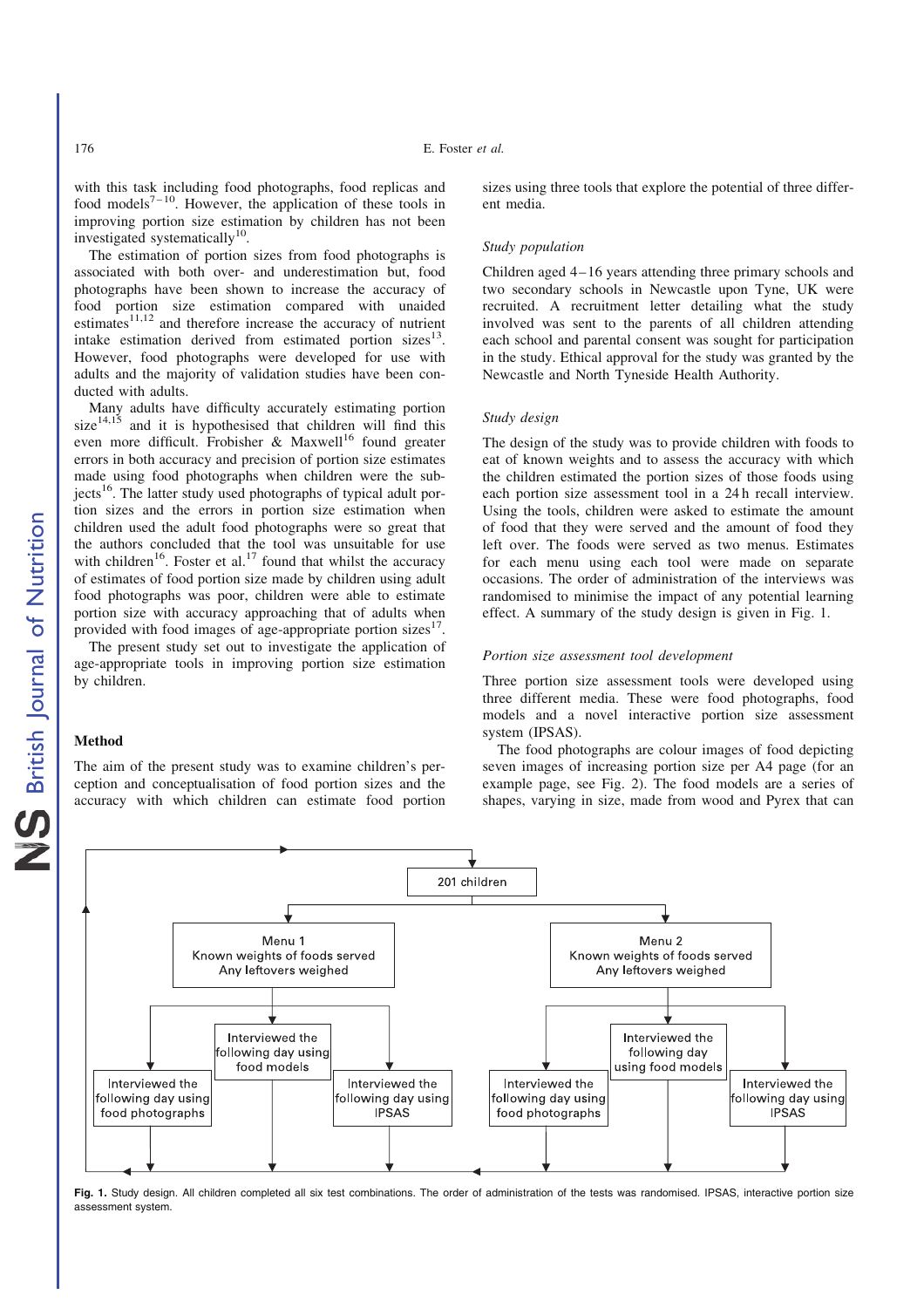with this task including food photographs, food replicas and food models[7–10]. However, the application of these tools in improving portion size estimation by children has not been investigated systematically[10].

The estimation of portion sizes from food photographs is associated with both over- and underestimation but, food photographs have been shown to increase the accuracy of food portion size estimation compared with unaided estimates[11,12] and therefore increase the accuracy of nutrient intake estimation derived from estimated portion sizes[13]. However, food photographs were developed for use with adults and the majority of validation studies have been conducted with adults.

Many adults have difficulty accurately estimating portion size[14,15] and it is hypothesised that children will find this even more difficult. Frobisher & Maxwell[16] found greater errors in both accuracy and precision of portion size estimates made using food photographs when children were the subjects[16]. The latter study used photographs of typical adult portion sizes and the errors in portion size estimation when children used the adult food photographs were so great that the authors concluded that the tool was unsuitable for use with children[16]. Foster et al.[17] found that whilst the accuracy of estimates of food portion size made by children using adult food photographs was poor, children were able to estimate portion size with accuracy approaching that of adults when provided with food images of age-appropriate portion sizes[17].

The present study set out to investigate the application of age-appropriate tools in improving portion size estimation by children.

## Method

The aim of the present study was to examine children's perception and conceptualisation of food portion sizes and the accuracy with which children can estimate food portion sizes using three tools that explore the potential of three different media.

### *Study population*

Children aged 4–16 years attending three primary schools and two secondary schools in Newcastle upon Tyne, UK were recruited. A recruitment letter detailing what the study involved was sent to the parents of all children attending each school and parental consent was sought for participation in the study. Ethical approval for the study was granted by the Newcastle and North Tyneside Health Authority.

### *Study design*

The design of the study was to provide children with foods to eat of known weights and to assess the accuracy with which the children estimated the portion sizes of those foods using each portion size assessment tool in a 24 h recall interview. Using the tools, children were asked to estimate the amount of food that they were served and the amount of food they left over. The foods were served as two menus. Estimates for each menu using each tool were made on separate occasions. The order of administration of the interviews was randomised to minimise the impact of any potential learning effect. A summary of the study design is given in Fig. 1.

### *Portion size assessment tool development*

Three portion size assessment tools were developed using three different media. These were food photographs, food models and a novel interactive portion size assessment system (IPSAS).

The food photographs are colour images of food depicting seven images of increasing portion size per A4 page (for an example page, see Fig. 2). The food models are a series of shapes, varying in size, made from wood and Pyrex that can

201 children

Menu 1: Known weights of foods served; Any leftovers weighed
- Interviewed the following day using food photographs
- Interviewed the following day using food models
- Interviewed the following day using IPSAS

Menu 2: Known weights of foods served; Any leftovers weighed
- Interviewed the following day using food photographs
- Interviewed the following day using food models
- Interviewed the following day using IPSAS

**Fig. 1.** Study design. All children completed all six test combinations. The order of administration of the tests was randomised. IPSAS, interactive portion size assessment system.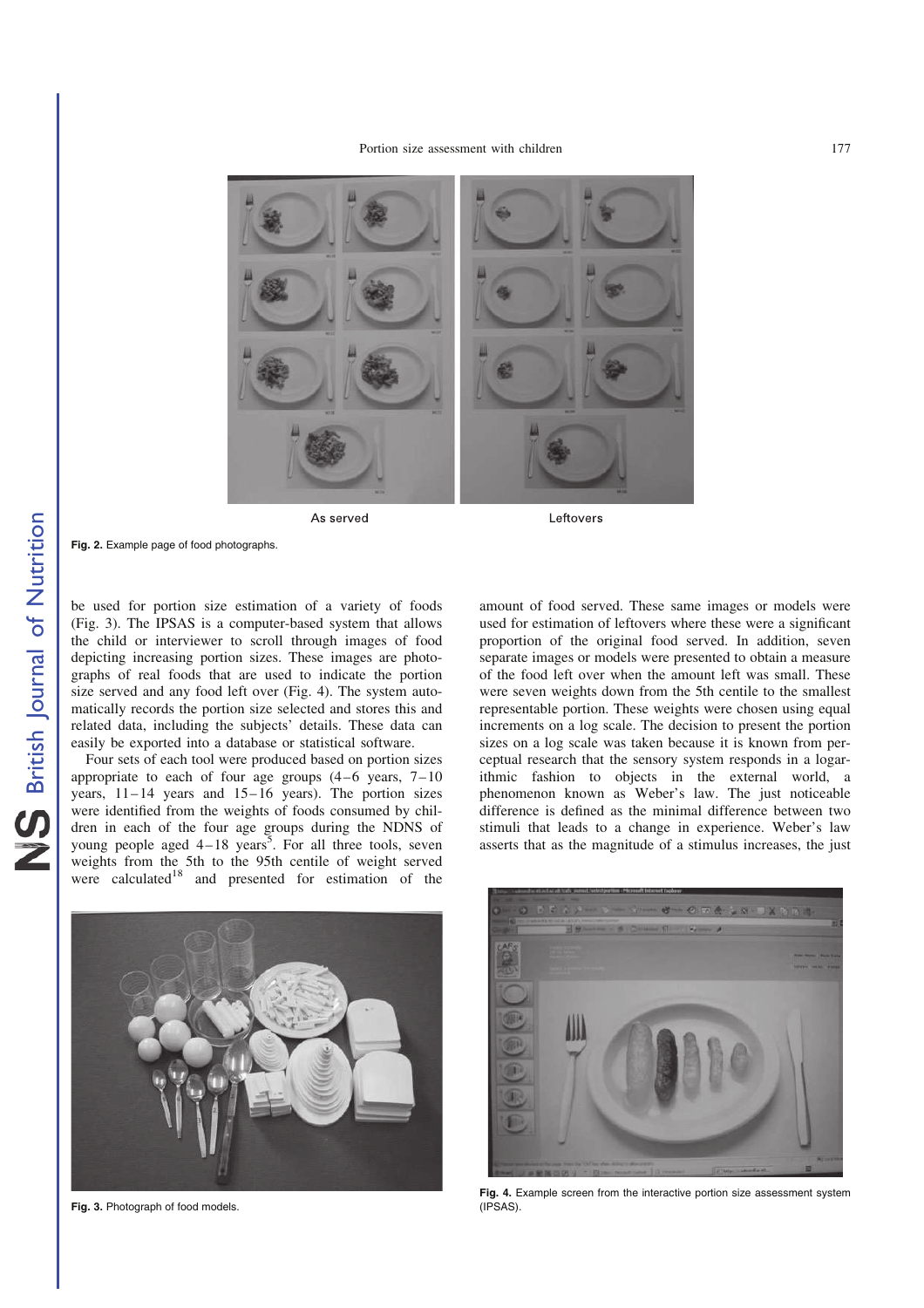As served

Leftovers

**Fig. 2.** Example page of food photographs.

be used for portion size estimation of a variety of foods (Fig. 3). The IPSAS is a computer-based system that allows the child or interviewer to scroll through images of food depicting increasing portion sizes. These images are photographs of real foods that are used to indicate the portion size served and any food left over (Fig. 4). The system automatically records the portion size selected and stores this and related data, including the subjects' details. These data can easily be exported into a database or statistical software.

Four sets of each tool were produced based on portion sizes appropriate to each of four age groups (4–6 years, 7–10 years, 11–14 years and 15–16 years). The portion sizes were identified from the weights of foods consumed by children in each of the four age groups during the NDNS of young people aged 4–18 years[5]. For all three tools, seven weights from the 5th to the 95th centile of weight served were calculated[18] and presented for estimation of the amount of food served. These same images or models were used for estimation of leftovers where these were a significant proportion of the original food served. In addition, seven separate images or models were presented to obtain a measure of the food left over when the amount left was small. These were seven weights down from the 5th centile to the smallest representable portion. These weights were chosen using equal increments on a log scale. The decision to present the portion sizes on a log scale was taken because it is known from perceptual research that the sensory system responds in a logarithmic fashion to objects in the external world, a phenomenon known as Weber's law. The just noticeable difference is defined as the minimal difference between two stimuli that leads to a change in experience. Weber's law asserts that as the magnitude of a stimulus increases, the just

**Fig. 3.** Photograph of food models.

**Fig. 4.** Example screen from the interactive portion size assessment system (IPSAS).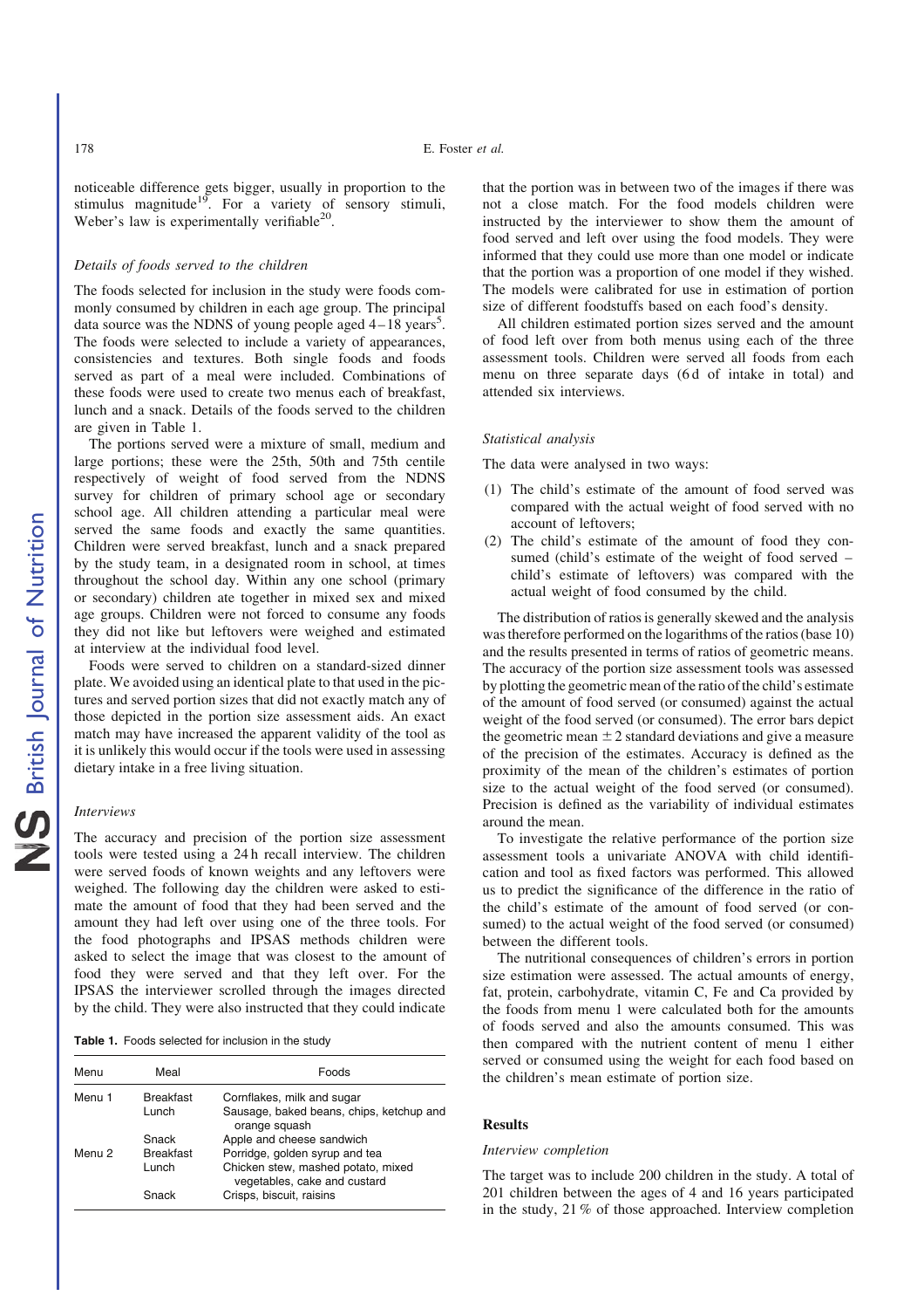noticeable difference gets bigger, usually in proportion to the stimulus magnitude[19]. For a variety of sensory stimuli, Weber's law is experimentally verifiable[20].

### *Details of foods served to the children*

The foods selected for inclusion in the study were foods commonly consumed by children in each age group. The principal data source was the NDNS of young people aged 4–18 years[5]. The foods were selected to include a variety of appearances, consistencies and textures. Both single foods and foods served as part of a meal were included. Combinations of these foods were used to create two menus each of breakfast, lunch and a snack. Details of the foods served to the children are given in Table 1.

The portions served were a mixture of small, medium and large portions; these were the 25th, 50th and 75th centile respectively of weight of food served from the NDNS survey for children of primary school age or secondary school age. All children attending a particular meal were served the same foods and exactly the same quantities. Children were served breakfast, lunch and a snack prepared by the study team, in a designated room in school, at times throughout the school day. Within any one school (primary or secondary) children ate together in mixed sex and mixed age groups. Children were not forced to consume any foods they did not like but leftovers were weighed and estimated at interview at the individual food level.

Foods were served to children on a standard-sized dinner plate. We avoided using an identical plate to that used in the pictures and served portion sizes that did not exactly match any of those depicted in the portion size assessment aids. An exact match may have increased the apparent validity of the tool as it is unlikely this would occur if the tools were used in assessing dietary intake in a free living situation.

### *Interviews*

The accuracy and precision of the portion size assessment tools were tested using a 24 h recall interview. The children were served foods of known weights and any leftovers were weighed. The following day the children were asked to estimate the amount of food that they had been served and the amount they had left over using one of the three tools. For the food photographs and IPSAS methods children were asked to select the image that was closest to the amount of food they were served and that they left over. For the IPSAS the interviewer scrolled through the images directed by the child. They were also instructed that they could indicate that the portion was in between two of the images if there was not a close match. For the food models children were instructed by the interviewer to show them the amount of food served and left over using the food models. They were informed that they could use more than one model or indicate that the portion was a proportion of one model if they wished. The models were calibrated for use in estimation of portion size of different foodstuffs based on each food's density.

All children estimated portion sizes served and the amount of food left over from both menus using each of the three assessment tools. Children were served all foods from each menu on three separate days (6 d of intake in total) and attended six interviews.

**Table 1.** Foods selected for inclusion in the study

| Menu | Meal | Foods |
|---|---|---|
| Menu 1 | Breakfast | Cornflakes, milk and sugar |
| | Lunch | Sausage, baked beans, chips, ketchup and orange squash |
| | Snack | Apple and cheese sandwich |
| Menu 2 | Breakfast | Porridge, golden syrup and tea |
| | Lunch | Chicken stew, mashed potato, mixed vegetables, cake and custard |
| | Snack | Crisps, biscuit, raisins |

### *Statistical analysis*

The data were analysed in two ways:

(1) The child's estimate of the amount of food served was compared with the actual weight of food served with no account of leftovers;
(2) The child's estimate of the amount of food they consumed (child's estimate of the weight of food served – child's estimate of leftovers) was compared with the actual weight of food consumed by the child.

The distribution of ratios is generally skewed and the analysis was therefore performed on the logarithms of the ratios (base 10) and the results presented in terms of ratios of geometric means. The accuracy of the portion size assessment tools was assessed by plotting the geometric mean of the ratio of the child's estimate of the amount of food served (or consumed) against the actual weight of the food served (or consumed). The error bars depict the geometric mean $\pm$ 2 standard deviations and give a measure of the precision of the estimates. Accuracy is defined as the proximity of the mean of the children's estimates of portion size to the actual weight of the food served (or consumed). Precision is defined as the variability of individual estimates around the mean.

To investigate the relative performance of the portion size assessment tools a univariate ANOVA with child identification and tool as fixed factors was performed. This allowed us to predict the significance of the difference in the ratio of the child's estimate of the amount of food served (or consumed) to the actual weight of the food served (or consumed) between the different tools.

The nutritional consequences of children's errors in portion size estimation were assessed. The actual amounts of energy, fat, protein, carbohydrate, vitamin C, Fe and Ca provided by the foods from menu 1 were calculated both for the amounts of foods served and also the amounts consumed. This was then compared with the nutrient content of menu 1 either served or consumed using the weight for each food based on the children's mean estimate of portion size.

## Results

### *Interview completion*

The target was to include 200 children in the study. A total of 201 children between the ages of 4 and 16 years participated in the study, 21 % of those approached. Interview completion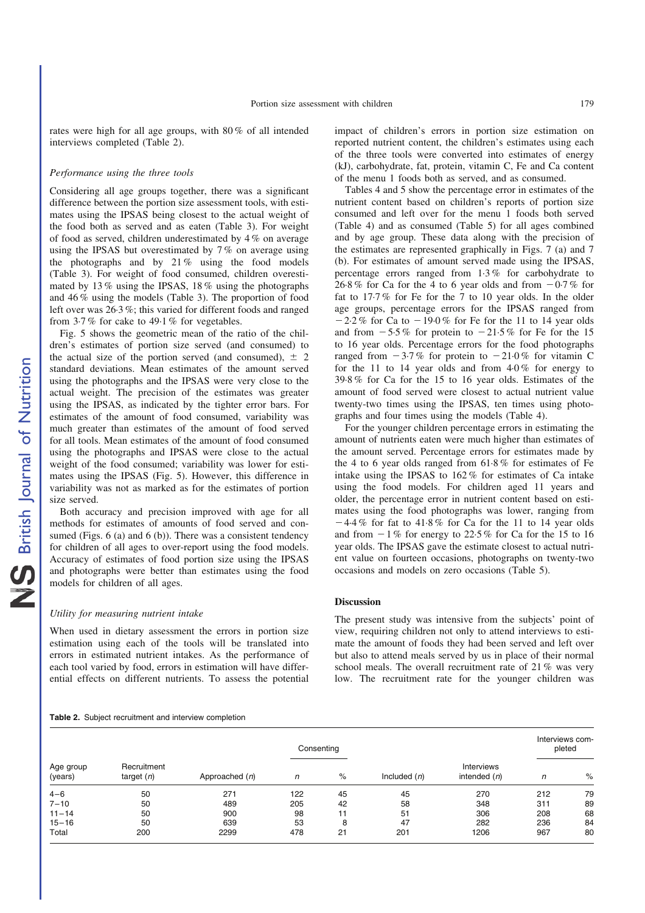rates were high for all age groups, with 80 % of all intended interviews completed (Table 2).

### *Performance using the three tools*

Considering all age groups together, there was a significant difference between the portion size assessment tools, with estimates using the IPSAS being closest to the actual weight of the food both as served and as eaten (Table 3). For weight of food as served, children underestimated by 4 % on average using the IPSAS but overestimated by 7 % on average using the photographs and by 21 % using the food models (Table 3). For weight of food consumed, children overestimated by 13 % using the IPSAS, 18 % using the photographs and 46 % using the models (Table 3). The proportion of food left over was 26·3 %; this varied for different foods and ranged from 3·7 % for cake to 49·1 % for vegetables.

Fig. 5 shows the geometric mean of the ratio of the children's estimates of portion size served (and consumed) to the actual size of the portion served (and consumed), ± 2 standard deviations. Mean estimates of the amount served using the photographs and the IPSAS were very close to the actual weight. The precision of the estimates was greater using the IPSAS, as indicated by the tighter error bars. For estimates of the amount of food consumed, variability was much greater than estimates of the amount of food served for all tools. Mean estimates of the amount of food consumed using the photographs and IPSAS were close to the actual weight of the food consumed; variability was lower for estimates using the IPSAS (Fig. 5). However, this difference in variability was not as marked as for the estimates of portion size served.

Both accuracy and precision improved with age for all methods for estimates of amounts of food served and consumed (Figs. 6 (a) and 6 (b)). There was a consistent tendency for children of all ages to over-report using the food models. Accuracy of estimates of food portion size using the IPSAS and photographs were better than estimates using the food models for children of all ages.

### *Utility for measuring nutrient intake*

When used in dietary assessment the errors in portion size estimation using each of the tools will be translated into errors in estimated nutrient intakes. As the performance of each tool varied by food, errors in estimation will have differential effects on different nutrients. To assess the potential impact of children's errors in portion size estimation on reported nutrient content, the children's estimates using each of the three tools were converted into estimates of energy (kJ), carbohydrate, fat, protein, vitamin C, Fe and Ca content of the menu 1 foods both as served, and as consumed.

Tables 4 and 5 show the percentage error in estimates of the nutrient content based on children's reports of portion size consumed and left over for the menu 1 foods both served (Table 4) and as consumed (Table 5) for all ages combined and by age group. These data along with the precision of the estimates are represented graphically in Figs. 7 (a) and 7 (b). For estimates of amount served made using the IPSAS, percentage errors ranged from 1·3 % for carbohydrate to 26·8 % for Ca for the 4 to 6 year olds and from −0·7 % for fat to 17·7 % for Fe for the 7 to 10 year olds. In the older age groups, percentage errors for the IPSAS ranged from −2·2 % for Ca to −19·0 % for Fe for the 11 to 14 year olds and from −5·5 % for protein to −21·5 % for Fe for the 15 to 16 year olds. Percentage errors for the food photographs ranged from −3·7 % for protein to −21·0 % for vitamin C for the 11 to 14 year olds and from 4·0 % for energy to 39·8 % for Ca for the 15 to 16 year olds. Estimates of the amount of food served were closest to actual nutrient value twenty-two times using the IPSAS, ten times using photographs and four times using the models (Table 4).

For the younger children percentage errors in estimating the amount of nutrients eaten were much higher than estimates of the amount served. Percentage errors for estimates made by the 4 to 6 year olds ranged from 61·8 % for estimates of Fe intake using the IPSAS to 162 % for estimates of Ca intake using the food models. For children aged 11 years and older, the percentage error in nutrient content based on estimates using the food photographs was lower, ranging from −4·4 % for fat to 41·8 % for Ca for the 11 to 14 year olds and from −1 % for energy to 22·5 % for Ca for the 15 to 16 year olds. The IPSAS gave the estimate closest to actual nutrient value on fourteen occasions, photographs on twenty-two occasions and models on zero occasions (Table 5).

## Discussion

The present study was intensive from the subjects' point of view, requiring children not only to attend interviews to estimate the amount of foods they had been served and left over but also to attend meals served by us in place of their normal school meals. The overall recruitment rate of 21 % was very low. The recruitment rate for the younger children was

**Table 2.** Subject recruitment and interview completion

| Age group (years) | Recruitment target (*n*) | Approached (*n*) | Consenting | | Included (*n*) | Interviews intended (*n*) | Interviews completed | |
|---|---|---|---|---|---|---|---|---|
| | | | *n* | % | | | *n* | % |
| 4–6 | 50 | 271 | 122 | 45 | 45 | 270 | 212 | 79 |
| 7–10 | 50 | 489 | 205 | 42 | 58 | 348 | 311 | 89 |
| 11–14 | 50 | 900 | 98 | 11 | 51 | 306 | 208 | 68 |
| 15–16 | 50 | 639 | 53 | 8 | 47 | 282 | 236 | 84 |
| Total | 200 | 2299 | 478 | 21 | 201 | 1206 | 967 | 80 |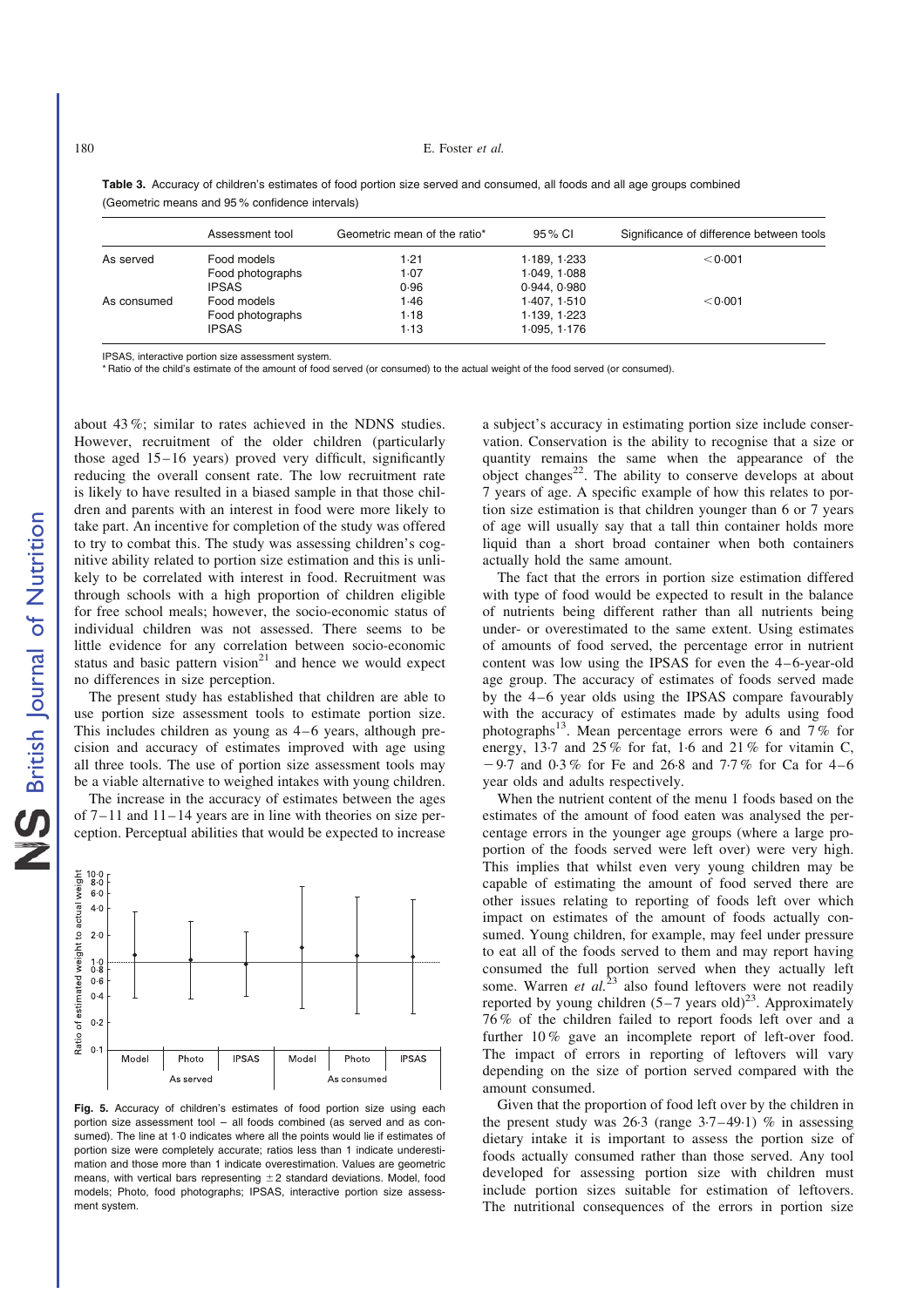**Table 3.** Accuracy of children's estimates of food portion size served and consumed, all foods and all age groups combined (Geometric means and 95 % confidence intervals)

| | Assessment tool | Geometric mean of the ratio* | 95 % CI | Significance of difference between tools |
|---|---|---|---|---|
| As served | Food models | 1·21 | 1·189, 1·233 | <0·001 |
| | Food photographs | 1·07 | 1·049, 1·088 | |
| | IPSAS | 0·96 | 0·944, 0·980 | |
| As consumed | Food models | 1·46 | 1·407, 1·510 | <0·001 |
| | Food photographs | 1·18 | 1·139, 1·223 | |
| | IPSAS | 1·13 | 1·095, 1·176 | |

IPSAS, interactive portion size assessment system.
\* Ratio of the child's estimate of the amount of food served (or consumed) to the actual weight of the food served (or consumed).

about 43 %; similar to rates achieved in the NDNS studies. However, recruitment of the older children (particularly those aged 15–16 years) proved very difficult, significantly reducing the overall consent rate. The low recruitment rate is likely to have resulted in a biased sample in that those children and parents with an interest in food were more likely to take part. An incentive for completion of the study was offered to try to combat this. The study was assessing children's cognitive ability related to portion size estimation and this is unlikely to be correlated with interest in food. Recruitment was through schools with a high proportion of children eligible for free school meals; however, the socio-economic status of individual children was not assessed. There seems to be little evidence for any correlation between socio-economic status and basic pattern vision[21] and hence we would expect no differences in size perception.

The present study has established that children are able to use portion size assessment tools to estimate portion size. This includes children as young as 4–6 years, although precision and accuracy of estimates improved with age using all three tools. The use of portion size assessment tools may be a viable alternative to weighed intakes with young children.

The increase in the accuracy of estimates between the ages of 7–11 and 11–14 years are in line with theories on size perception. Perceptual abilities that would be expected to increase a subject's accuracy in estimating portion size include conservation. Conservation is the ability to recognise that a size or quantity remains the same when the appearance of the object changes[22]. The ability to conserve develops at about 7 years of age. A specific example of how this relates to portion size estimation is that children younger than 6 or 7 years of age will usually say that a tall thin container holds more liquid than a short broad container when both containers actually hold the same amount.

**Fig. 5.** Accuracy of children's estimates of food portion size using each portion size assessment tool – all foods combined (as served and as consumed). The line at 1·0 indicates where all the points would lie if estimates of portion size were completely accurate; ratios less than 1 indicate underestimation and those more than 1 indicate overestimation. Values are geometric means, with vertical bars representing ±2 standard deviations. Model, food models; Photo, food photographs; IPSAS, interactive portion size assessment system.

The fact that the errors in portion size estimation differed with type of food would be expected to result in the balance of nutrients being different rather than all nutrients being under- or overestimated to the same extent. Using estimates of amounts of food served, the percentage error in nutrient content was low using the IPSAS for even the 4–6-year-old age group. The accuracy of estimates of foods served made by the 4–6 year olds using the IPSAS compare favourably with the accuracy of estimates made by adults using food photographs[13]. Mean percentage errors were 6 and 7 % for energy, 13·7 and 25 % for fat, 1·6 and 21 % for vitamin C, −9·7 and 0·3 % for Fe and 26·8 and 7·7 % for Ca for 4–6 year olds and adults respectively.

When the nutrient content of the menu 1 foods based on the estimates of the amount of food eaten was analysed the percentage errors in the younger age groups (where a large proportion of the foods served were left over) were very high. This implies that whilst even very young children may be capable of estimating the amount of food served there are other issues relating to reporting of foods left over which impact on estimates of the amount of foods actually consumed. Young children, for example, may feel under pressure to eat all of the foods served to them and may report having consumed the full portion served when they actually left some. Warren *et al.*[23] also found leftovers were not readily reported by young children (5–7 years old)[23]. Approximately 76 % of the children failed to report foods left over and a further 10 % gave an incomplete report of left-over food. The impact of errors in reporting of leftovers will vary depending on the size of portion served compared with the amount consumed.

Given that the proportion of food left over by the children in the present study was 26·3 (range 3·7–49·1) % in assessing dietary intake it is important to assess the portion size of foods actually consumed rather than those served. Any tool developed for assessing portion size with children must include portion sizes suitable for estimation of leftovers. The nutritional consequences of the errors in portion size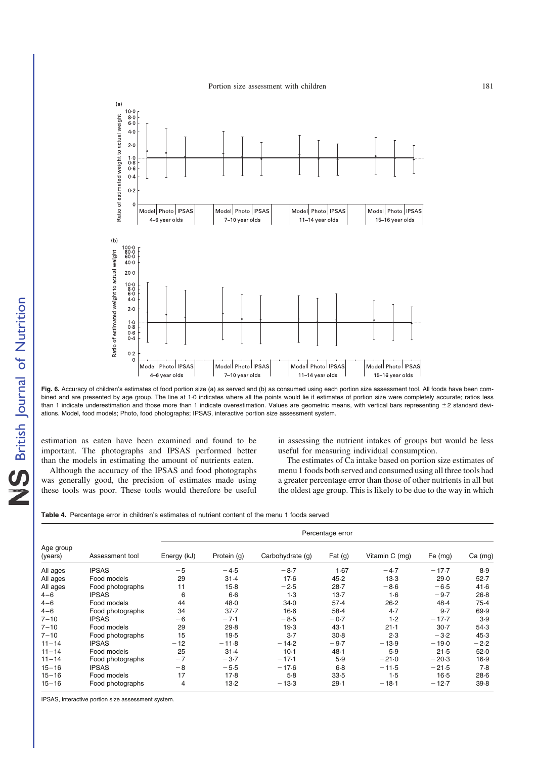**Fig. 6.** Accuracy of children's estimates of food portion size (a) as served and (b) as consumed using each portion size assessment tool. All foods have been combined and are presented by age group. The line at 1·0 indicates where all the points would lie if estimates of portion size were completely accurate; ratios less than 1 indicate underestimation and those more than 1 indicate overestimation. Values are geometric means, with vertical bars representing ±2 standard deviations. Model, food models; Photo, food photographs; IPSAS, interactive portion size assessment system.

estimation as eaten have been examined and found to be important. The photographs and IPSAS performed better than the models in estimating the amount of nutrients eaten.

Although the accuracy of the IPSAS and food photographs was generally good, the precision of estimates made using these tools was poor. These tools would therefore be useful in assessing the nutrient intakes of groups but would be less useful for measuring individual consumption.

The estimates of Ca intake based on portion size estimates of menu 1 foods both served and consumed using all three tools had a greater percentage error than those of other nutrients in all but the oldest age group. This is likely to be due to the way in which

**Table 4.** Percentage error in children's estimates of nutrient content of the menu 1 foods served

| Age group (years) | Assessment tool | Percentage error | | | | | | |
|---|---|---|---|---|---|---|---|---|
| | | Energy (kJ) | Protein (g) | Carbohydrate (g) | Fat (g) | Vitamin C (mg) | Fe (mg) | Ca (mg) |
| All ages | IPSAS | −5 | −4·5 | −8·7 | 1·67 | −4·7 | −17·7 | 8·9 |
| All ages | Food models | 29 | 31·4 | 17·6 | 45·2 | 13·3 | 29·0 | 52·7 |
| All ages | Food photographs | 11 | 15·8 | −2·5 | 28·7 | −8·6 | −6·5 | 41·6 |
| 4–6 | IPSAS | 6 | 6·6 | 1·3 | 13·7 | 1·6 | −9·7 | 26·8 |
| 4–6 | Food models | 44 | 48·0 | 34·0 | 57·4 | 26·2 | 48·4 | 75·4 |
| 4–6 | Food photographs | 34 | 37·7 | 16·6 | 58·4 | 4·7 | 9·7 | 69·9 |
| 7–10 | IPSAS | −6 | −7·1 | −8·5 | −0·7 | 1·2 | −17·7 | 3·9 |
| 7–10 | Food models | 29 | 29·8 | 19·3 | 43·1 | 21·1 | 30·7 | 54·3 |
| 7–10 | Food photographs | 15 | 19·5 | 3·7 | 30·8 | 2·3 | −3·2 | 45·3 |
| 11–14 | IPSAS | −12 | −11·8 | −14·2 | −9·7 | −13·9 | −19·0 | −2·2 |
| 11–14 | Food models | 25 | 31·4 | 10·1 | 48·1 | 5·9 | 21·5 | 52·0 |
| 11–14 | Food photographs | −7 | −3·7 | −17·1 | 5·9 | −21·0 | −20·3 | 16·9 |
| 15–16 | IPSAS | −8 | −5·5 | −17·6 | 6·8 | −11·5 | −21·5 | 7·8 |
| 15–16 | Food models | 17 | 17·8 | 5·8 | 33·5 | 1·5 | 16·5 | 28·6 |
| 15–16 | Food photographs | 4 | 13·2 | −13·3 | 29·1 | −18·1 | −12·7 | 39·8 |

IPSAS, interactive portion size assessment system.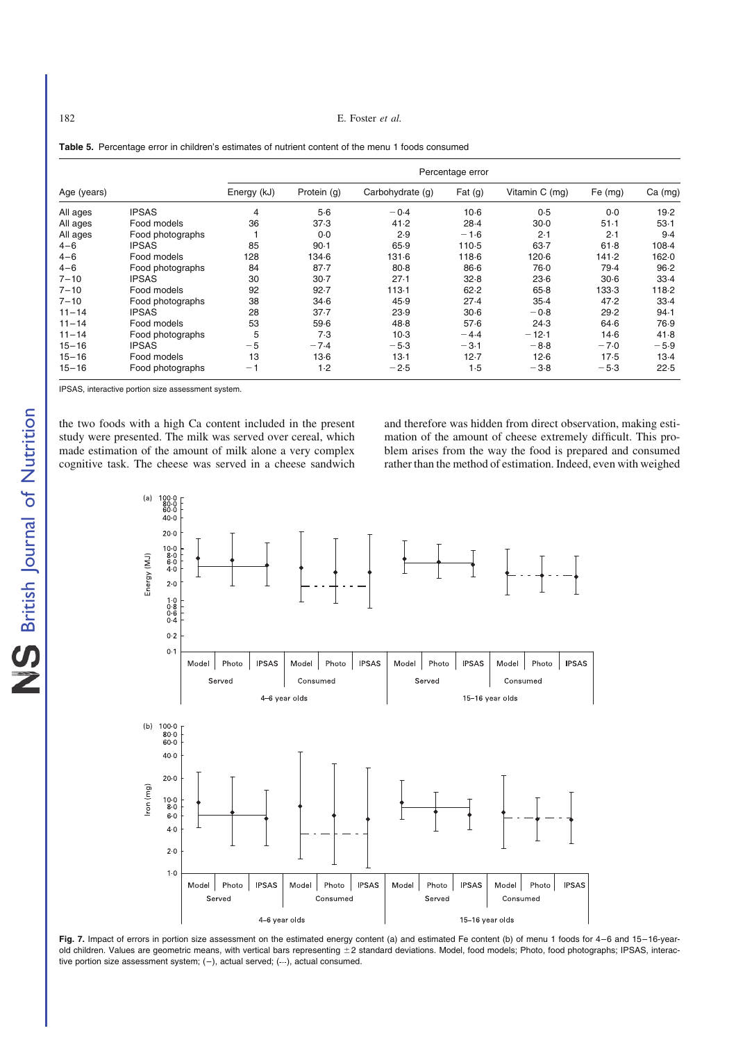**Table 5.** Percentage error in children's estimates of nutrient content of the menu 1 foods consumed

| Age (years) | | Percentage error | | | | | | |
|---|---|---|---|---|---|---|---|---|
| | | Energy (kJ) | Protein (g) | Carbohydrate (g) | Fat (g) | Vitamin C (mg) | Fe (mg) | Ca (mg) |
| All ages | IPSAS | 4 | 5·6 | −0·4 | 10·6 | 0·5 | 0·0 | 19·2 |
| All ages | Food models | 36 | 37·3 | 41·2 | 28·4 | 30·0 | 51·1 | 53·1 |
| All ages | Food photographs | 1 | 0·0 | 2·9 | −1·6 | 2·1 | 2·1 | 9·4 |
| 4–6 | IPSAS | 85 | 90·1 | 65·9 | 110·5 | 63·7 | 61·8 | 108·4 |
| 4–6 | Food models | 128 | 134·6 | 131·6 | 118·6 | 120·6 | 141·2 | 162·0 |
| 4–6 | Food photographs | 84 | 87·7 | 80·8 | 86·6 | 76·0 | 79·4 | 96·2 |
| 7–10 | IPSAS | 30 | 30·7 | 27·1 | 32·8 | 23·6 | 30·6 | 33·4 |
| 7–10 | Food models | 92 | 92·7 | 113·1 | 62·2 | 65·8 | 133·3 | 118·2 |
| 7–10 | Food photographs | 38 | 34·6 | 45·9 | 27·4 | 35·4 | 47·2 | 33·4 |
| 11–14 | IPSAS | 28 | 37·7 | 23·9 | 30·6 | −0·8 | 29·2 | 94·1 |
| 11–14 | Food models | 53 | 59·6 | 48·8 | 57·6 | 24·3 | 64·6 | 76·9 |
| 11–14 | Food photographs | 5 | 7·3 | 10·3 | −4·4 | −12·1 | 14·6 | 41·8 |
| 15–16 | IPSAS | −5 | −7·4 | −5·3 | −3·1 | −8·8 | −7·0 | −5·9 |
| 15–16 | Food models | 13 | 13·6 | 13·1 | 12·7 | 12·6 | 17·5 | 13·4 |
| 15–16 | Food photographs | −1 | 1·2 | −2·5 | 1·5 | −3·8 | −5·3 | 22·5 |

IPSAS, interactive portion size assessment system.

the two foods with a high Ca content included in the present study were presented. The milk was served over cereal, which made estimation of the amount of milk alone a very complex cognitive task. The cheese was served in a cheese sandwich and therefore was hidden from direct observation, making estimation of the amount of cheese extremely difficult. This problem arises from the way the food is prepared and consumed rather than the method of estimation. Indeed, even with weighed

**Fig. 7.** Impact of errors in portion size assessment on the estimated energy content (a) and estimated Fe content (b) of menu 1 foods for 4–6 and 15–16-year-old children. Values are geometric means, with vertical bars representing ±2 standard deviations. Model, food models; Photo, food photographs; IPSAS, interactive portion size assessment system; (–), actual served; (---), actual consumed.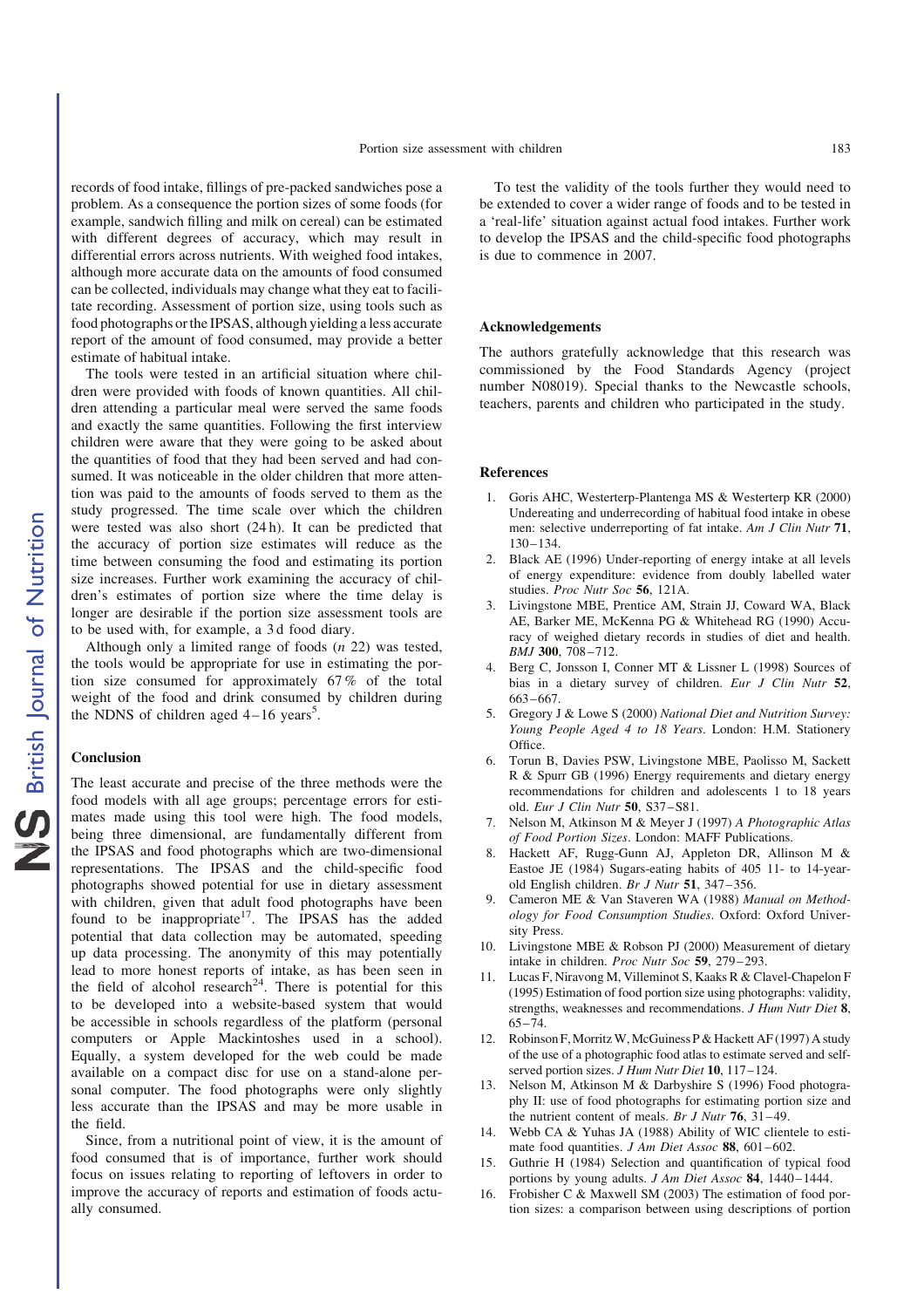records of food intake, fillings of pre-packed sandwiches pose a problem. As a consequence the portion sizes of some foods (for example, sandwich filling and milk on cereal) can be estimated with different degrees of accuracy, which may result in differential errors across nutrients. With weighed food intakes, although more accurate data on the amounts of food consumed can be collected, individuals may change what they eat to facilitate recording. Assessment of portion size, using tools such as food photographs or the IPSAS, although yielding a less accurate report of the amount of food consumed, may provide a better estimate of habitual intake.

The tools were tested in an artificial situation where children were provided with foods of known quantities. All children attending a particular meal were served the same foods and exactly the same quantities. Following the first interview children were aware that they were going to be asked about the quantities of food that they had been served and had consumed. It was noticeable in the older children that more attention was paid to the amounts of foods served to them as the study progressed. The time scale over which the children were tested was also short (24 h). It can be predicted that the accuracy of portion size estimates will reduce as the time between consuming the food and estimating its portion size increases. Further work examining the accuracy of children's estimates of portion size where the time delay is longer are desirable if the portion size assessment tools are to be used with, for example, a 3 d food diary.

Although only a limited range of foods (*n* 22) was tested, the tools would be appropriate for use in estimating the portion size consumed for approximately 67 % of the total weight of the food and drink consumed by children during the NDNS of children aged 4–16 years[5].

## Conclusion

The least accurate and precise of the three methods were the food models with all age groups; percentage errors for estimates made using this tool were high. The food models, being three dimensional, are fundamentally different from the IPSAS and food photographs which are two-dimensional representations. The IPSAS and the child-specific food photographs showed potential for use in dietary assessment with children, given that adult food photographs have been found to be inappropriate[17]. The IPSAS has the added potential that data collection may be automated, speeding up data processing. The anonymity of this may potentially lead to more honest reports of intake, as has been seen in the field of alcohol research[24]. There is potential for this to be developed into a website-based system that would be accessible in schools regardless of the platform (personal computers or Apple Mackintoshes used in a school). Equally, a system developed for the web could be made available on a compact disc for use on a stand-alone personal computer. The food photographs were only slightly less accurate than the IPSAS and may be more usable in the field.

Since, from a nutritional point of view, it is the amount of food consumed that is of importance, further work should focus on issues relating to reporting of leftovers in order to improve the accuracy of reports and estimation of foods actually consumed.

To test the validity of the tools further they would need to be extended to cover a wider range of foods and to be tested in a 'real-life' situation against actual food intakes. Further work to develop the IPSAS and the child-specific food photographs is due to commence in 2007.

## Acknowledgements

The authors gratefully acknowledge that this research was commissioned by the Food Standards Agency (project number N08019). Special thanks to the Newcastle schools, teachers, parents and children who participated in the study.

## References

1. Goris AHC, Westerterp-Plantenga MS & Westerterp KR (2000) Undereating and underrecording of habitual food intake in obese men: selective underreporting of fat intake. *Am J Clin Nutr* **71**, 130–134.
2. Black AE (1996) Under-reporting of energy intake at all levels of energy expenditure: evidence from doubly labelled water studies. *Proc Nutr Soc* **56**, 121A.
3. Livingstone MBE, Prentice AM, Strain JJ, Coward WA, Black AE, Barker ME, McKenna PG & Whitehead RG (1990) Accuracy of weighed dietary records in studies of diet and health. *BMJ* **300**, 708–712.
4. Berg C, Jonsson I, Conner MT & Lissner L (1998) Sources of bias in a dietary survey of children. *Eur J Clin Nutr* **52**, 663–667.
5. Gregory J & Lowe S (2000) *National Diet and Nutrition Survey: Young People Aged 4 to 18 Years*. London: H.M. Stationery Office.
6. Torun B, Davies PSW, Livingstone MBE, Paolisso M, Sackett R & Spurr GB (1996) Energy requirements and dietary energy recommendations for children and adolescents 1 to 18 years old. *Eur J Clin Nutr* **50**, S37–S81.
7. Nelson M, Atkinson M & Meyer J (1997) *A Photographic Atlas of Food Portion Sizes*. London: MAFF Publications.
8. Hackett AF, Rugg-Gunn AJ, Appleton DR, Allinson M & Eastoe JE (1984) Sugars-eating habits of 405 11- to 14-year-old English children. *Br J Nutr* **51**, 347–356.
9. Cameron ME & Van Staveren WA (1988) *Manual on Methodology for Food Consumption Studies*. Oxford: Oxford University Press.
10. Livingstone MBE & Robson PJ (2000) Measurement of dietary intake in children. *Proc Nutr Soc* **59**, 279–293.
11. Lucas F, Niravong M, Villeminot S, Kaaks R & Clavel-Chapelon F (1995) Estimation of food portion size using photographs: validity, strengths, weaknesses and recommendations. *J Hum Nutr Diet* **8**, 65–74.
12. Robinson F, Morritz W, McGuiness P & Hackett AF (1997) A study of the use of a photographic food atlas to estimate served and self-served portion sizes. *J Hum Nutr Diet* **10**, 117–124.
13. Nelson M, Atkinson M & Darbyshire S (1996) Food photography II: use of food photographs for estimating portion size and the nutrient content of meals. *Br J Nutr* **76**, 31–49.
14. Webb CA & Yuhas JA (1988) Ability of WIC clientele to estimate food quantities. *J Am Diet Assoc* **88**, 601–602.
15. Guthrie H (1984) Selection and quantification of typical food portions by young adults. *J Am Diet Assoc* **84**, 1440–1444.
16. Frobisher C & Maxwell SM (2003) The estimation of food portion sizes: a comparison between using descriptions of portion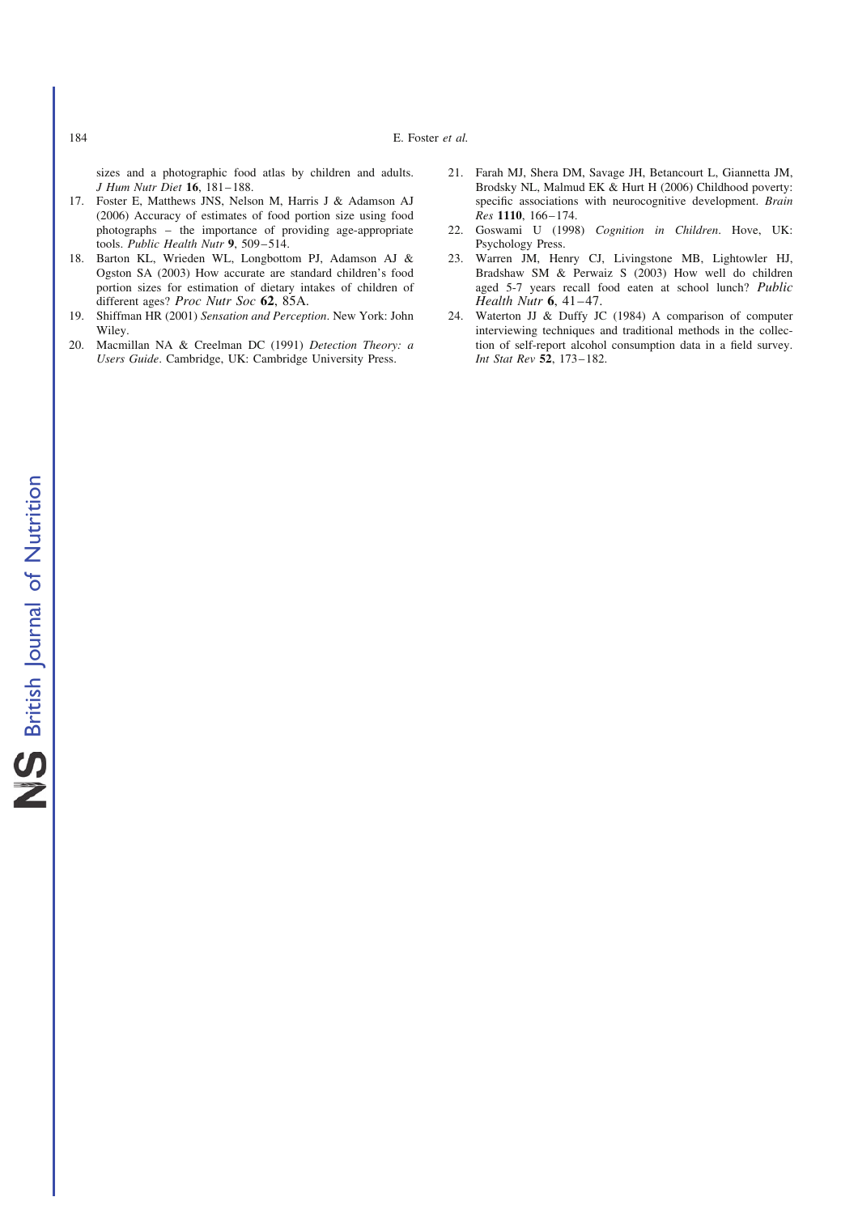sizes and a photographic food atlas by children and adults. *J Hum Nutr Diet* **16**, 181–188.

17. Foster E, Matthews JNS, Nelson M, Harris J & Adamson AJ (2006) Accuracy of estimates of food portion size using food photographs – the importance of providing age-appropriate tools. *Public Health Nutr* **9**, 509–514.
18. Barton KL, Wrieden WL, Longbottom PJ, Adamson AJ & Ogston SA (2003) How accurate are standard children's food portion sizes for estimation of dietary intakes of children of different ages? *Proc Nutr Soc* **62**, 85A.
19. Shiffman HR (2001) *Sensation and Perception*. New York: John Wiley.
20. Macmillan NA & Creelman DC (1991) *Detection Theory: a Users Guide*. Cambridge, UK: Cambridge University Press.
21. Farah MJ, Shera DM, Savage JH, Betancourt L, Giannetta JM, Brodsky NL, Malmud EK & Hurt H (2006) Childhood poverty: specific associations with neurocognitive development. *Brain Res* **1110**, 166–174.
22. Goswami U (1998) *Cognition in Children*. Hove, UK: Psychology Press.
23. Warren JM, Henry CJ, Livingstone MB, Lightowler HJ, Bradshaw SM & Perwaiz S (2003) How well do children aged 5-7 years recall food eaten at school lunch? *Public Health Nutr* **6**, 41–47.
24. Waterton JJ & Duffy JC (1984) A comparison of computer interviewing techniques and traditional methods in the collection of self-report alcohol consumption data in a field survey. *Int Stat Rev* **52**, 173–182.